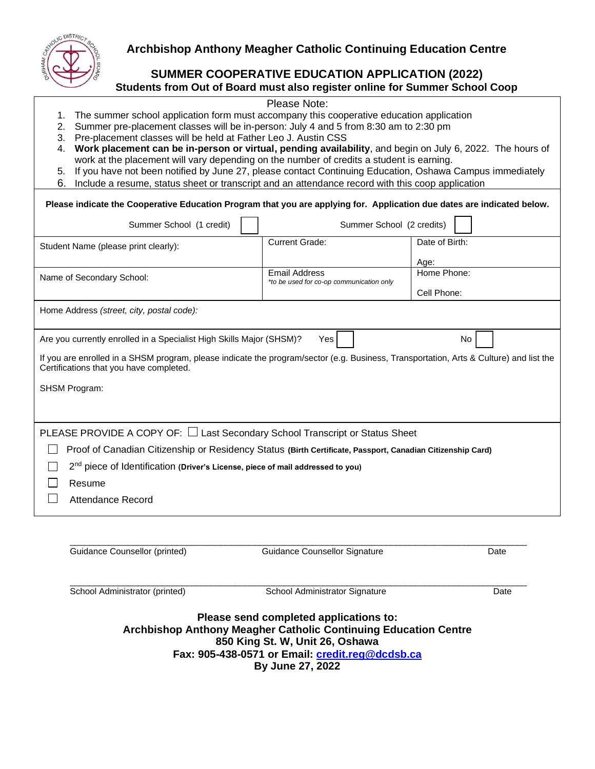# Archbishop Anthony Meagher Catholic Continuing Education Centre

## SUMMER COOPERATIVE EDUCATION APPLICATION (2022)

**Students from Out of Board must also register online for Summer School Coop**

Please Note:

1. The summer school application form must accompany this cooperative education application
2. Summer pre-placement classes will be in-person: July 4 and 5 from 8:30 am to 2:30 pm
3. Pre-placement classes will be held at Father Leo J. Austin CSS
4. **Work placement can be in-person or virtual, pending availability**, and begin on July 6, 2022. The hours of work at the placement will vary depending on the number of credits a student is earning.
5. If you have not been notified by June 27, please contact Continuing Education, Oshawa Campus immediately
6. Include a resume, status sheet or transcript and an attendance record with this coop application

**Please indicate the Cooperative Education Program that you are applying for. Application due dates are indicated below.**

Summer School (1 credit) ☐ Summer School (2 credits) ☐

| Student Name (please print clearly): | Current Grade: | Date of Birth:<br><br>Age: |
|---|---|---|
| Name of Secondary School: | Email Address<br>*\*to be used for co-op communication only* | Home Phone:<br><br>Cell Phone: |

Home Address *(street, city, postal code):*

Are you currently enrolled in a Specialist High Skills Major (SHSM)? Yes ☐ No ☐

If you are enrolled in a SHSM program, please indicate the program/sector (e.g. Business, Transportation, Arts & Culture) and list the Certifications that you have completed.

SHSM Program:

PLEASE PROVIDE A COPY OF: ☐ Last Secondary School Transcript or Status Sheet

- ☐ Proof of Canadian Citizenship or Residency Status **(Birth Certificate, Passport, Canadian Citizenship Card)**
- ☐ 2nd piece of Identification **(Driver's License, piece of mail addressed to you)**
- ☐ Resume
- ☐ Attendance Record

\_\_\_\_\_\_\_\_\_\_\_\_\_\_\_\_\_\_\_\_\_\_\_\_\_\_\_\_\_\_\_\_\_\_\_\_\_\_\_\_\_\_\_\_\_\_\_\_\_\_\_\_\_\_\_\_\_\_\_\_\_\_\_\_\_\_\_\_
Guidance Counsellor (printed) Guidance Counsellor Signature Date

\_\_\_\_\_\_\_\_\_\_\_\_\_\_\_\_\_\_\_\_\_\_\_\_\_\_\_\_\_\_\_\_\_\_\_\_\_\_\_\_\_\_\_\_\_\_\_\_\_\_\_\_\_\_\_\_\_\_\_\_\_\_\_\_\_\_\_\_
School Administrator (printed) School Administrator Signature Date

**Please send completed applications to:**
**Archbishop Anthony Meagher Catholic Continuing Education Centre**
**850 King St. W, Unit 26, Oshawa**
**Fax: 905-438-0571 or Email: credit.reg@dcdsb.ca**
**By June 27, 2022**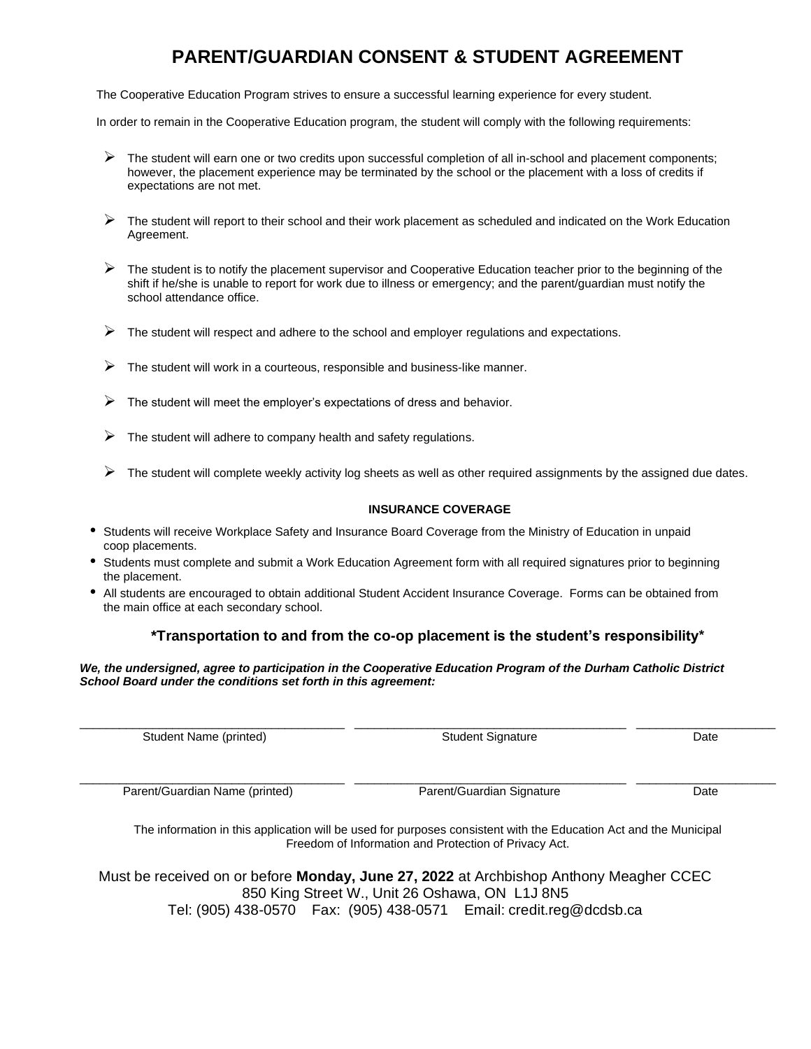# PARENT/GUARDIAN CONSENT & STUDENT AGREEMENT

The Cooperative Education Program strives to ensure a successful learning experience for every student.

In order to remain in the Cooperative Education program, the student will comply with the following requirements:

- The student will earn one or two credits upon successful completion of all in-school and placement components; however, the placement experience may be terminated by the school or the placement with a loss of credits if expectations are not met.
- The student will report to their school and their work placement as scheduled and indicated on the Work Education Agreement.
- The student is to notify the placement supervisor and Cooperative Education teacher prior to the beginning of the shift if he/she is unable to report for work due to illness or emergency; and the parent/guardian must notify the school attendance office.
- The student will respect and adhere to the school and employer regulations and expectations.
- The student will work in a courteous, responsible and business-like manner.
- The student will meet the employer's expectations of dress and behavior.
- The student will adhere to company health and safety regulations.
- The student will complete weekly activity log sheets as well as other required assignments by the assigned due dates.

**INSURANCE COVERAGE**

- Students will receive Workplace Safety and Insurance Board Coverage from the Ministry of Education in unpaid coop placements.
- Students must complete and submit a Work Education Agreement form with all required signatures prior to beginning the placement.
- All students are encouraged to obtain additional Student Accident Insurance Coverage. Forms can be obtained from the main office at each secondary school.

**\*Transportation to and from the co-op placement is the student's responsibility\***

***We, the undersigned, agree to participation in the Cooperative Education Program of the Durham Catholic District School Board under the conditions set forth in this agreement:***

| | | |
|---|---|---|
| ______________________________ | ______________________________ | ______________ |
| Student Name (printed) | Student Signature | Date |
| ______________________________ | ______________________________ | ______________ |
| Parent/Guardian Name (printed) | Parent/Guardian Signature | Date |

The information in this application will be used for purposes consistent with the Education Act and the Municipal Freedom of Information and Protection of Privacy Act.

Must be received on or before **Monday, June 27, 2022** at Archbishop Anthony Meagher CCEC
850 King Street W., Unit 26 Oshawa, ON L1J 8N5
Tel: (905) 438-0570 Fax: (905) 438-0571 Email: credit.reg@dcdsb.ca